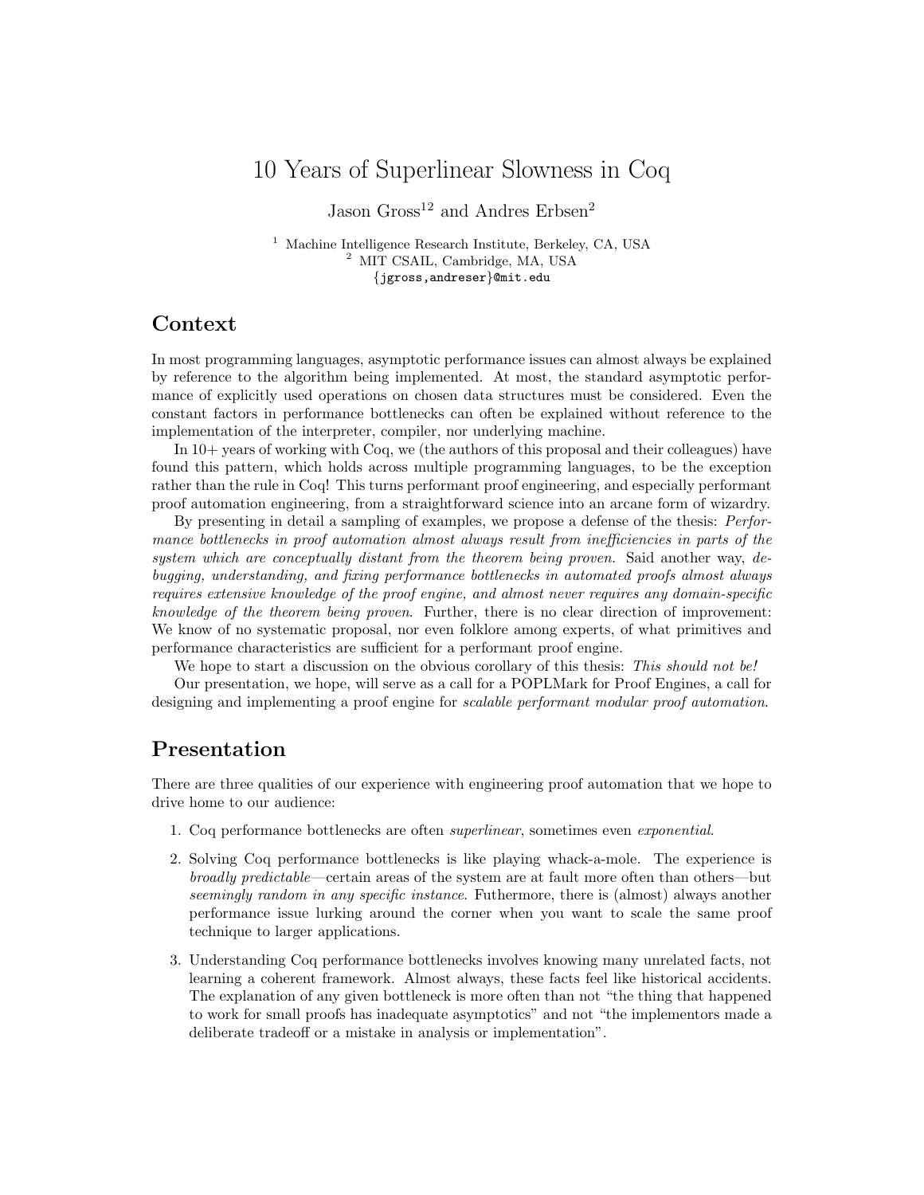# 10 Years of Superlinear Slowness in Coq

Jason Gross[1,2] and Andres Erbsen[2]

[1] Machine Intelligence Research Institute, Berkeley, CA, USA
[2] MIT CSAIL, Cambridge, MA, USA
{jgross,andreser}@mit.edu

## Context

In most programming languages, asymptotic performance issues can almost always be explained by reference to the algorithm being implemented. At most, the standard asymptotic performance of explicitly used operations on chosen data structures must be considered. Even the constant factors in performance bottlenecks can often be explained without reference to the implementation of the interpreter, compiler, nor underlying machine.

In 10+ years of working with Coq, we (the authors of this proposal and their colleagues) have found this pattern, which holds across multiple programming languages, to be the exception rather than the rule in Coq! This turns performant proof engineering, and especially performant proof automation engineering, from a straightforward science into an arcane form of wizardry.

By presenting in detail a sampling of examples, we propose a defense of the thesis: *Performance bottlenecks in proof automation almost always result from inefficiencies in parts of the system which are conceptually distant from the theorem being proven.* Said another way, *debugging, understanding, and fixing performance bottlenecks in automated proofs almost always requires extensive knowledge of the proof engine, and almost never requires any domain-specific knowledge of the theorem being proven*. Further, there is no clear direction of improvement: We know of no systematic proposal, nor even folklore among experts, of what primitives and performance characteristics are sufficient for a performant proof engine.

We hope to start a discussion on the obvious corollary of this thesis: *This should not be!*

Our presentation, we hope, will serve as a call for a POPLMark for Proof Engines, a call for designing and implementing a proof engine for *scalable performant modular proof automation*.

## Presentation

There are three qualities of our experience with engineering proof automation that we hope to drive home to our audience:

1. Coq performance bottlenecks are often *superlinear*, sometimes even *exponential*.
2. Solving Coq performance bottlenecks is like playing whack-a-mole. The experience is *broadly predictable*—certain areas of the system are at fault more often than others—but *seemingly random in any specific instance*. Futhermore, there is (almost) always another performance issue lurking around the corner when you want to scale the same proof technique to larger applications.
3. Understanding Coq performance bottlenecks involves knowing many unrelated facts, not learning a coherent framework. Almost always, these facts feel like historical accidents. The explanation of any given bottleneck is more often than not "the thing that happened to work for small proofs has inadequate asymptotics" and not "the implementors made a deliberate tradeoff or a mistake in analysis or implementation".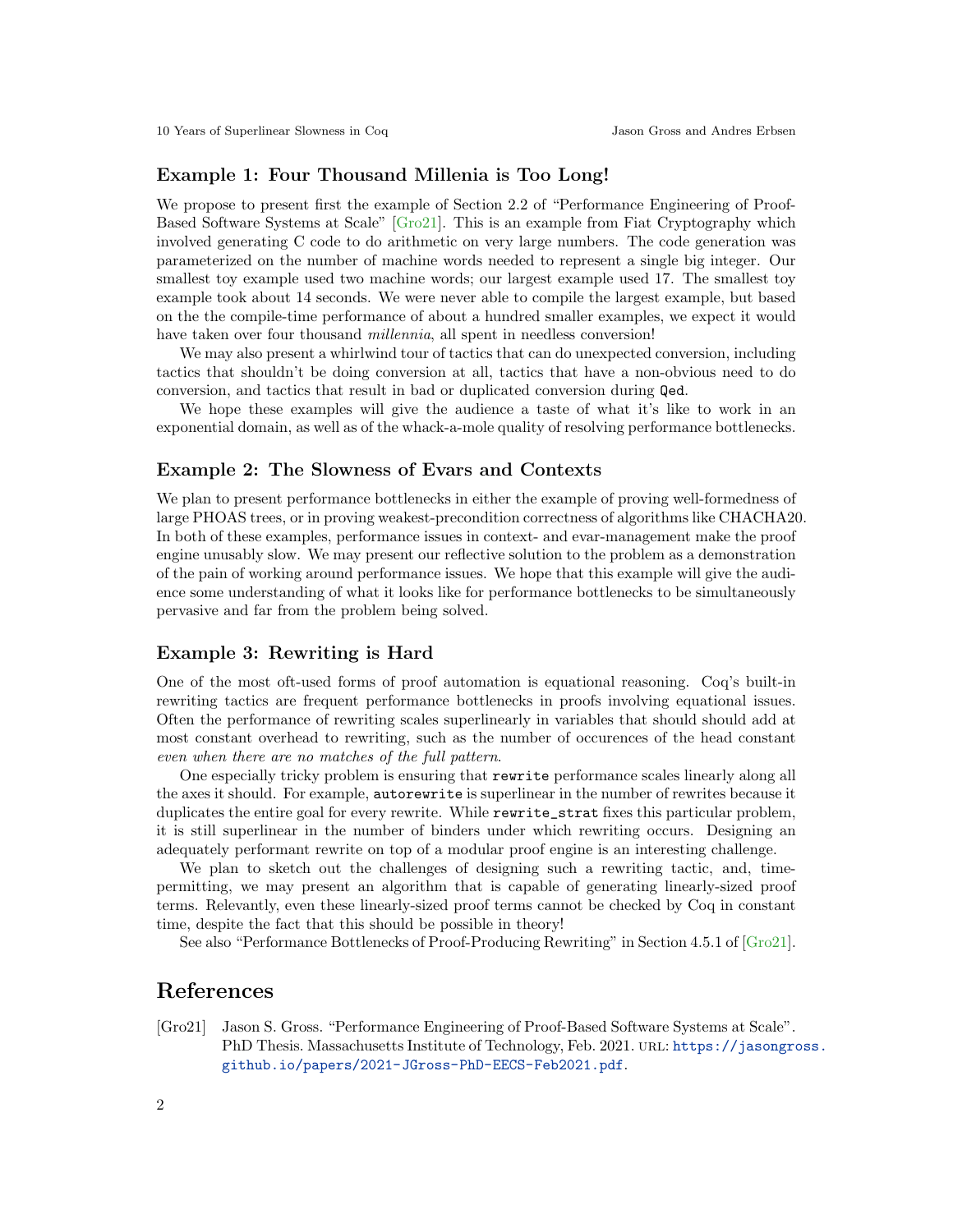### Example 1: Four Thousand Millenia is Too Long!

We propose to present first the example of Section 2.2 of "Performance Engineering of Proof-Based Software Systems at Scale" [Gro21]. This is an example from Fiat Cryptography which involved generating C code to do arithmetic on very large numbers. The code generation was parameterized on the number of machine words needed to represent a single big integer. Our smallest toy example used two machine words; our largest example used 17. The smallest toy example took about 14 seconds. We were never able to compile the largest example, but based on the the compile-time performance of about a hundred smaller examples, we expect it would have taken over four thousand *millennia*, all spent in needless conversion!

We may also present a whirlwind tour of tactics that can do unexpected conversion, including tactics that shouldn't be doing conversion at all, tactics that have a non-obvious need to do conversion, and tactics that result in bad or duplicated conversion during `Qed`.

We hope these examples will give the audience a taste of what it's like to work in an exponential domain, as well as of the whack-a-mole quality of resolving performance bottlenecks.

### Example 2: The Slowness of Evars and Contexts

We plan to present performance bottlenecks in either the example of proving well-formedness of large PHOAS trees, or in proving weakest-precondition correctness of algorithms like CHACHA20. In both of these examples, performance issues in context- and evar-management make the proof engine unusably slow. We may present our reflective solution to the problem as a demonstration of the pain of working around performance issues. We hope that this example will give the audience some understanding of what it looks like for performance bottlenecks to be simultaneously pervasive and far from the problem being solved.

### Example 3: Rewriting is Hard

One of the most oft-used forms of proof automation is equational reasoning. Coq's built-in rewriting tactics are frequent performance bottlenecks in proofs involving equational issues. Often the performance of rewriting scales superlinearly in variables that should should add at most constant overhead to rewriting, such as the number of occurences of the head constant *even when there are no matches of the full pattern*.

One especially tricky problem is ensuring that `rewrite` performance scales linearly along all the axes it should. For example, `autorewrite` is superlinear in the number of rewrites because it duplicates the entire goal for every rewrite. While `rewrite_strat` fixes this particular problem, it is still superlinear in the number of binders under which rewriting occurs. Designing an adequately performant rewrite on top of a modular proof engine is an interesting challenge.

We plan to sketch out the challenges of designing such a rewriting tactic, and, time-permitting, we may present an algorithm that is capable of generating linearly-sized proof terms. Relevantly, even these linearly-sized proof terms cannot be checked by Coq in constant time, despite the fact that this should be possible in theory!

See also "Performance Bottlenecks of Proof-Producing Rewriting" in Section 4.5.1 of [Gro21].

## References

[Gro21] Jason S. Gross. "Performance Engineering of Proof-Based Software Systems at Scale". PhD Thesis. Massachusetts Institute of Technology, Feb. 2021. URL: https://jasongross.github.io/papers/2021-JGross-PhD-EECS-Feb2021.pdf.